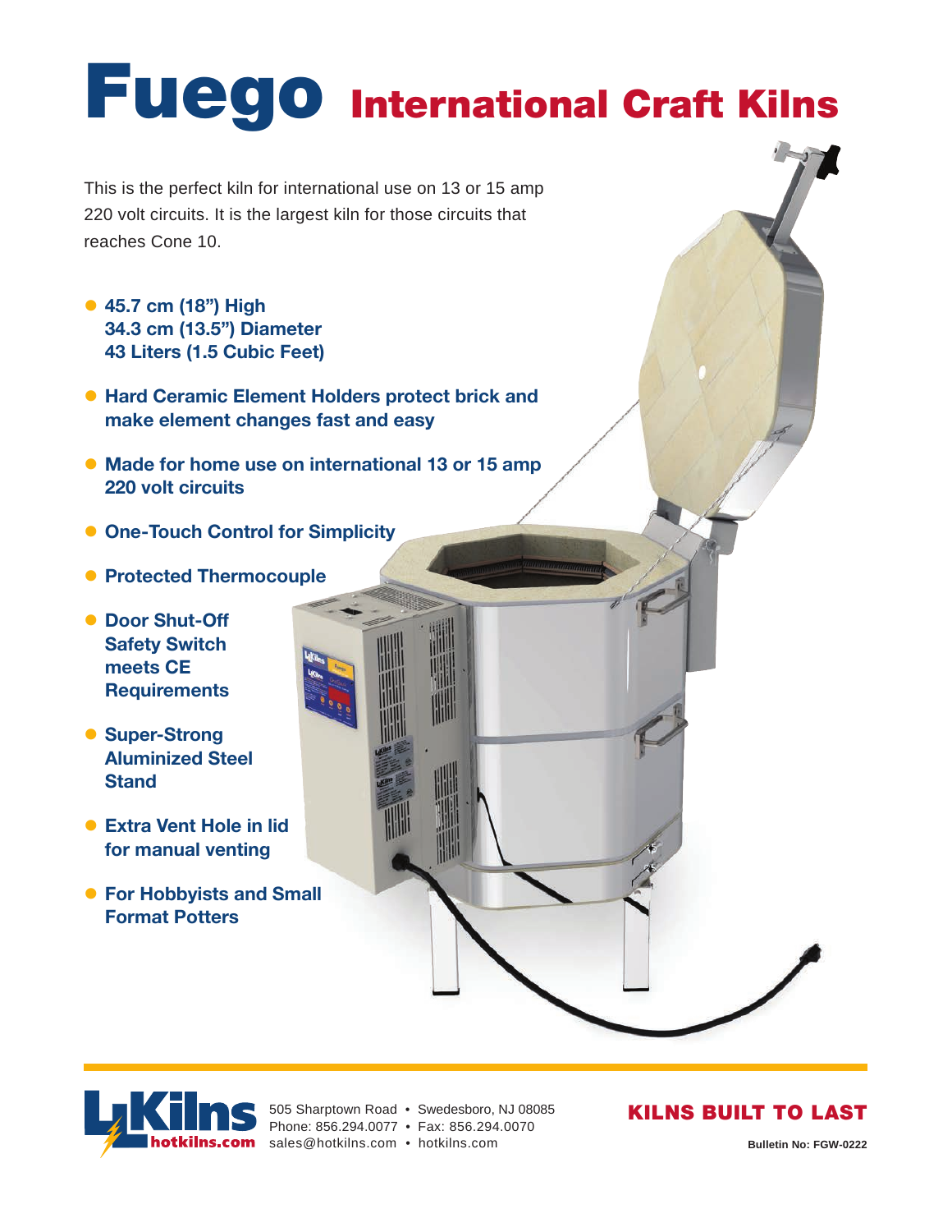# Fuego International Craft Kilns

This is the perfect kiln for international use on 13 or 15 amp 220 volt circuits. It is the largest kiln for those circuits that reaches Cone 10.

- **45.7 cm (18") High**
  **34.3 cm (13.5") Diameter**
  **43 Liters (1.5 Cubic Feet)**
- **Hard Ceramic Element Holders protect brick and make element changes fast and easy**
- **Made for home use on international 13 or 15 amp 220 volt circuits**
- **One-Touch Control for Simplicity**
- **Protected Thermocouple**
- **Door Shut-Off Safety Switch meets CE Requirements**
- **Super-Strong Aluminized Steel Stand**
- **Extra Vent Hole in lid for manual venting**
- **For Hobbyists and Small Format Potters**

---

L&L Kilns hotkilns.com

505 Sharptown Road • Swedesboro, NJ 08085
Phone: 856.294.0077 • Fax: 856.294.0070
sales@hotkilns.com • hotkilns.com

**KILNS BUILT TO LAST**

**Bulletin No: FGW-0222**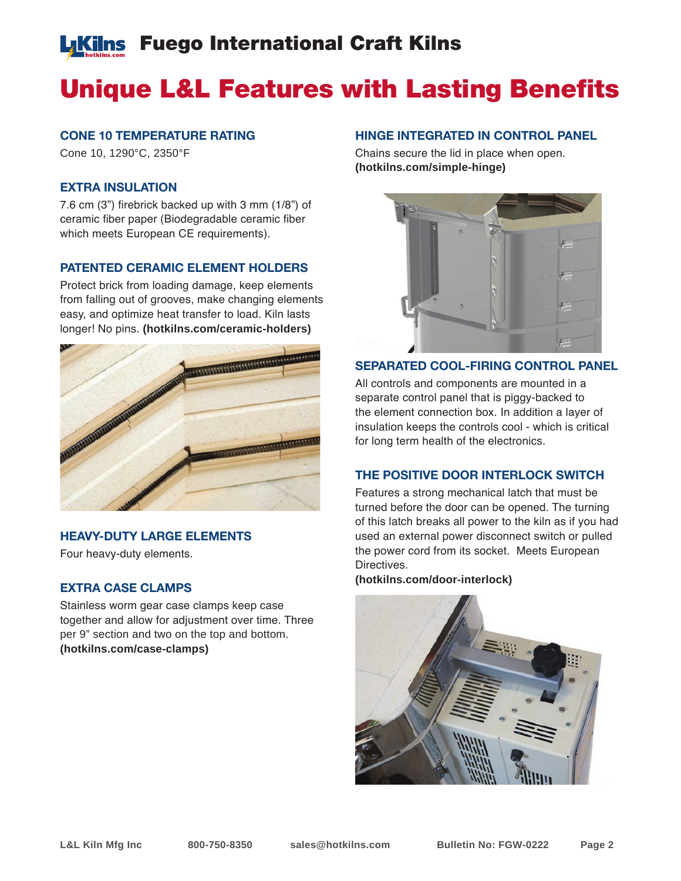# Unique L&L Features with Lasting Benefits

### CONE 10 TEMPERATURE RATING

Cone 10, 1290°C, 2350°F

### EXTRA INSULATION

7.6 cm (3") firebrick backed up with 3 mm (1/8") of ceramic fiber paper (Biodegradable ceramic fiber which meets European CE requirements).

### PATENTED CERAMIC ELEMENT HOLDERS

Protect brick from loading damage, keep elements from falling out of grooves, make changing elements easy, and optimize heat transfer to load. Kiln lasts longer! No pins. **(hotkilns.com/ceramic-holders)**

### HEAVY-DUTY LARGE ELEMENTS

Four heavy-duty elements.

### EXTRA CASE CLAMPS

Stainless worm gear case clamps keep case together and allow for adjustment over time. Three per 9" section and two on the top and bottom. **(hotkilns.com/case-clamps)**

### HINGE INTEGRATED IN CONTROL PANEL

Chains secure the lid in place when open. **(hotkilns.com/simple-hinge)**

### SEPARATED COOL-FIRING CONTROL PANEL

All controls and components are mounted in a separate control panel that is piggy-backed to the element connection box. In addition a layer of insulation keeps the controls cool - which is critical for long term health of the electronics.

### THE POSITIVE DOOR INTERLOCK SWITCH

Features a strong mechanical latch that must be turned before the door can be opened. The turning of this latch breaks all power to the kiln as if you had used an external power disconnect switch or pulled the power cord from its socket. Meets European Directives.

**(hotkilns.com/door-interlock)**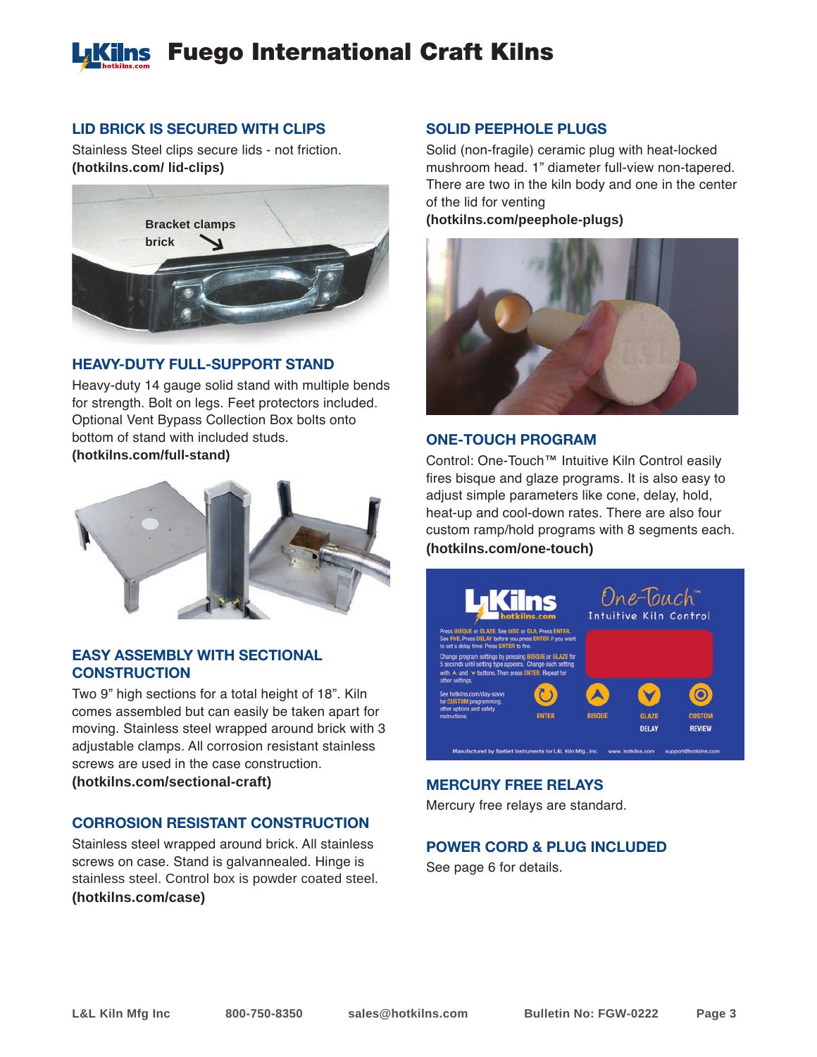# Fuego International Craft Kilns

### LID BRICK IS SECURED WITH CLIPS

Stainless Steel clips secure lids - not friction.
**(hotkilns.com/ lid-clips)**

Bracket clamps brick

### HEAVY-DUTY FULL-SUPPORT STAND

Heavy-duty 14 gauge solid stand with multiple bends for strength. Bolt on legs. Feet protectors included. Optional Vent Bypass Collection Box bolts onto bottom of stand with included studs.
**(hotkilns.com/full-stand)**

### EASY ASSEMBLY WITH SECTIONAL CONSTRUCTION

Two 9" high sections for a total height of 18". Kiln comes assembled but can easily be taken apart for moving. Stainless steel wrapped around brick with 3 adjustable clamps. All corrosion resistant stainless screws are used in the case construction.
**(hotkilns.com/sectional-craft)**

### CORROSION RESISTANT CONSTRUCTION

Stainless steel wrapped around brick. All stainless screws on case. Stand is galvannealed. Hinge is stainless steel. Control box is powder coated steel.
**(hotkilns.com/case)**

### SOLID PEEPHOLE PLUGS

Solid (non-fragile) ceramic plug with heat-locked mushroom head. 1" diameter full-view non-tapered. There are two in the kiln body and one in the center of the lid for venting
**(hotkilns.com/peephole-plugs)**

### ONE-TOUCH PROGRAM

Control: One-Touch™ Intuitive Kiln Control easily fires bisque and glaze programs. It is also easy to adjust simple parameters like cone, delay, hold, heat-up and cool-down rates. There are also four custom ramp/hold programs with 8 segments each.
**(hotkilns.com/one-touch)**

### MERCURY FREE RELAYS

Mercury free relays are standard.

### POWER CORD & PLUG INCLUDED

See page 6 for details.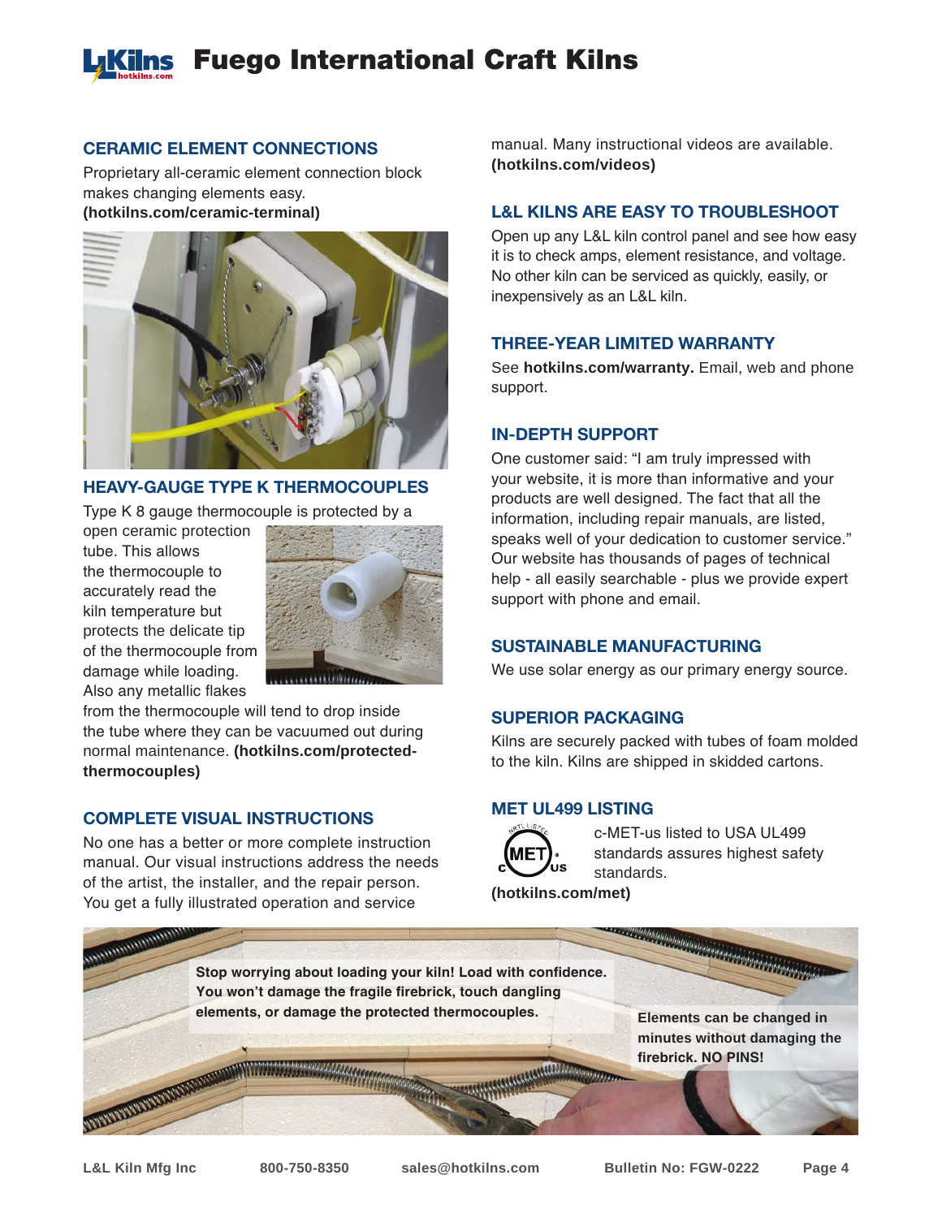## CERAMIC ELEMENT CONNECTIONS

Proprietary all-ceramic element connection block makes changing elements easy. **(hotkilns.com/ceramic-terminal)**

## HEAVY-GAUGE TYPE K THERMOCOUPLES

Type K 8 gauge thermocouple is protected by a open ceramic protection tube. This allows the thermocouple to accurately read the kiln temperature but protects the delicate tip of the thermocouple from damage while loading. Also any metallic flakes from the thermocouple will tend to drop inside the tube where they can be vacuumed out during normal maintenance. **(hotkilns.com/protected-thermocouples)**

## COMPLETE VISUAL INSTRUCTIONS

No one has a better or more complete instruction manual. Our visual instructions address the needs of the artist, the installer, and the repair person. You get a fully illustrated operation and service manual. Many instructional videos are available. **(hotkilns.com/videos)**

## L&L KILNS ARE EASY TO TROUBLESHOOT

Open up any L&L kiln control panel and see how easy it is to check amps, element resistance, and voltage. No other kiln can be serviced as quickly, easily, or inexpensively as an L&L kiln.

## THREE-YEAR LIMITED WARRANTY

See **hotkilns.com/warranty.** Email, web and phone support.

## IN-DEPTH SUPPORT

One customer said: “I am truly impressed with your website, it is more than informative and your products are well designed. The fact that all the information, including repair manuals, are listed, speaks well of your dedication to customer service.” Our website has thousands of pages of technical help - all easily searchable - plus we provide expert support with phone and email.

## SUSTAINABLE MANUFACTURING

We use solar energy as our primary energy source.

## SUPERIOR PACKAGING

Kilns are securely packed with tubes of foam molded to the kiln. Kilns are shipped in skidded cartons.

## MET UL499 LISTING

c-MET-us listed to USA UL499 standards assures highest safety standards. **(hotkilns.com/met)**

**Stop worrying about loading your kiln! Load with confidence. You won’t damage the fragile firebrick, touch dangling elements, or damage the protected thermocouples.**

**Elements can be changed in minutes without damaging the firebrick. NO PINS!**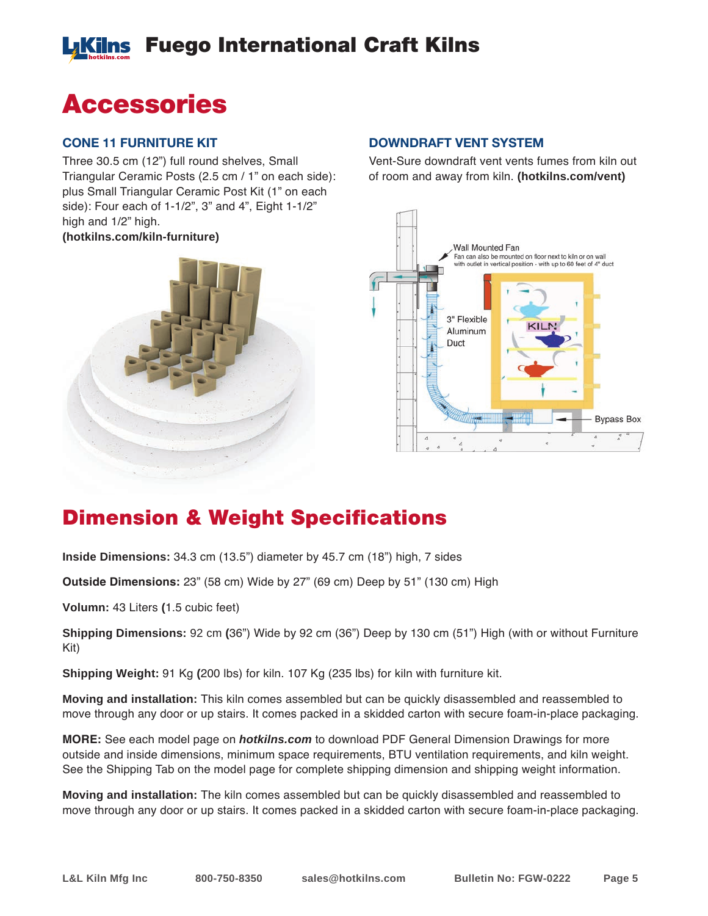# Accessories

### CONE 11 FURNITURE KIT

Three 30.5 cm (12") full round shelves, Small Triangular Ceramic Posts (2.5 cm / 1" on each side): plus Small Triangular Ceramic Post Kit (1" on each side): Four each of 1-1/2", 3" and 4", Eight 1-1/2" high and 1/2" high.
**(hotkilns.com/kiln-furniture)**

### DOWNDRAFT VENT SYSTEM

Vent-Sure downdraft vent vents fumes from kiln out of room and away from kiln. **(hotkilns.com/vent)**

# Dimension & Weight Specifications

**Inside Dimensions:** 34.3 cm (13.5") diameter by 45.7 cm (18") high, 7 sides

**Outside Dimensions:** 23" (58 cm) Wide by 27" (69 cm) Deep by 51" (130 cm) High

**Volumn:** 43 Liters **(**1.5 cubic feet)

**Shipping Dimensions:** 92 cm **(**36") Wide by 92 cm (36") Deep by 130 cm (51") High (with or without Furniture Kit)

**Shipping Weight:** 91 Kg **(**200 lbs) for kiln. 107 Kg (235 lbs) for kiln with furniture kit.

**Moving and installation:** This kiln comes assembled but can be quickly disassembled and reassembled to move through any door or up stairs. It comes packed in a skidded carton with secure foam-in-place packaging.

**MORE:** See each model page on ***hotkilns.com*** to download PDF General Dimension Drawings for more outside and inside dimensions, minimum space requirements, BTU ventilation requirements, and kiln weight. See the Shipping Tab on the model page for complete shipping dimension and shipping weight information.

**Moving and installation:** The kiln comes assembled but can be quickly disassembled and reassembled to move through any door or up stairs. It comes packed in a skidded carton with secure foam-in-place packaging.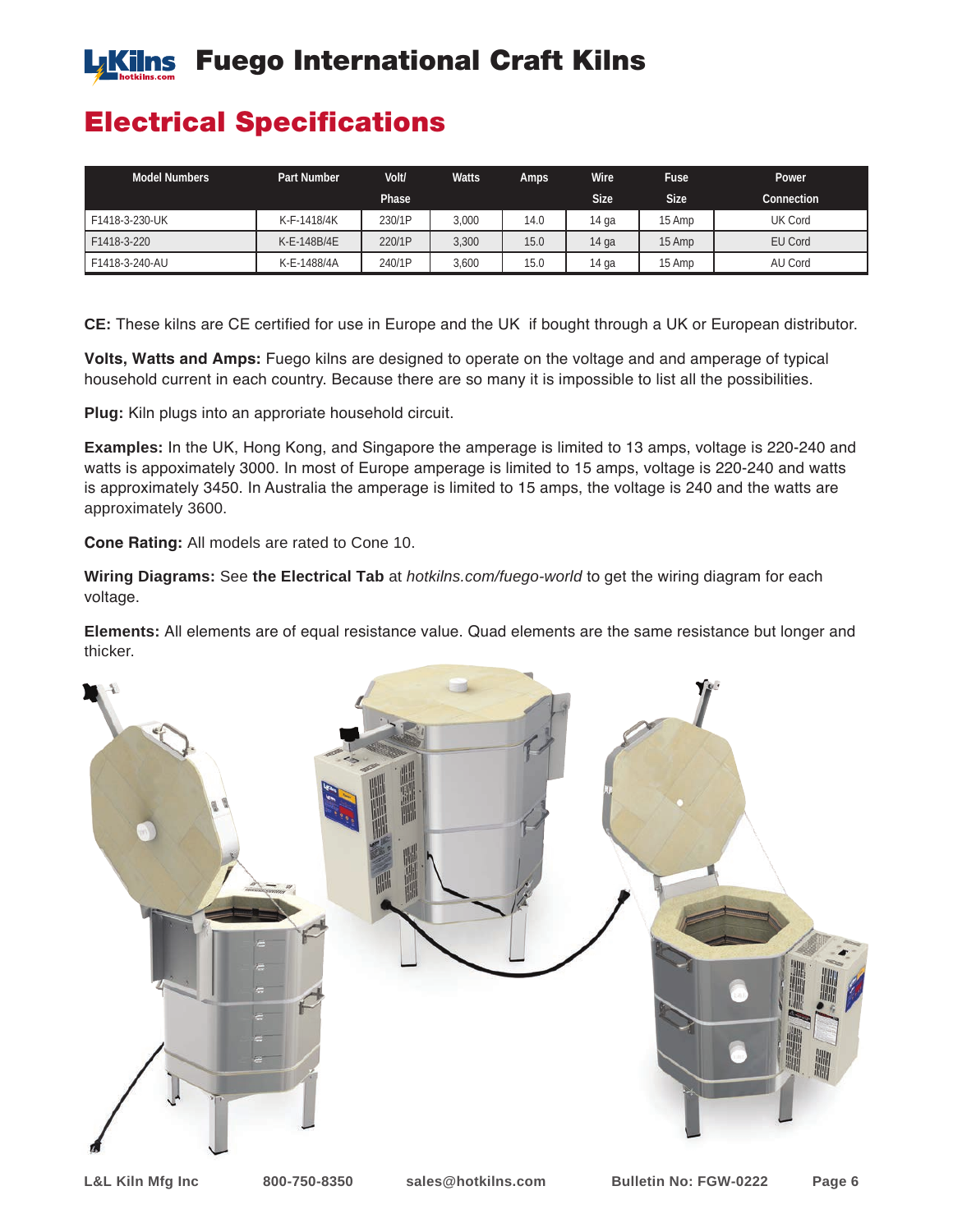# Fuego International Craft Kilns

## Electrical Specifications

| Model Numbers | Part Number | Volt/ Phase | Watts | Amps | Wire Size | Fuse Size | Power Connection |
|---|---|---|---|---|---|---|---|
| F1418-3-230-UK | K-F-1418/4K | 230/1P | 3,000 | 14.0 | 14 ga | 15 Amp | UK Cord |
| F1418-3-220 | K-E-148B/4E | 220/1P | 3,300 | 15.0 | 14 ga | 15 Amp | EU Cord |
| F1418-3-240-AU | K-E-1488/4A | 240/1P | 3,600 | 15.0 | 14 ga | 15 Amp | AU Cord |

**CE:** These kilns are CE certified for use in Europe and the UK if bought through a UK or European distributor.

**Volts, Watts and Amps:** Fuego kilns are designed to operate on the voltage and and amperage of typical household current in each country. Because there are so many it is impossible to list all the possibilities.

**Plug:** Kiln plugs into an approriate household circuit.

**Examples:** In the UK, Hong Kong, and Singapore the amperage is limited to 13 amps, voltage is 220-240 and watts is appoximately 3000. In most of Europe amperage is limited to 15 amps, voltage is 220-240 and watts is approximately 3450. In Australia the amperage is limited to 15 amps, the voltage is 240 and the watts are approximately 3600.

**Cone Rating:** All models are rated to Cone 10.

**Wiring Diagrams:** See **the Electrical Tab** at *hotkilns.com/fuego-world* to get the wiring diagram for each voltage.

**Elements:** All elements are of equal resistance value. Quad elements are the same resistance but longer and thicker.

L&L Kiln Mfg Inc 800-750-8350 sales@hotkilns.com Bulletin No: FGW-0222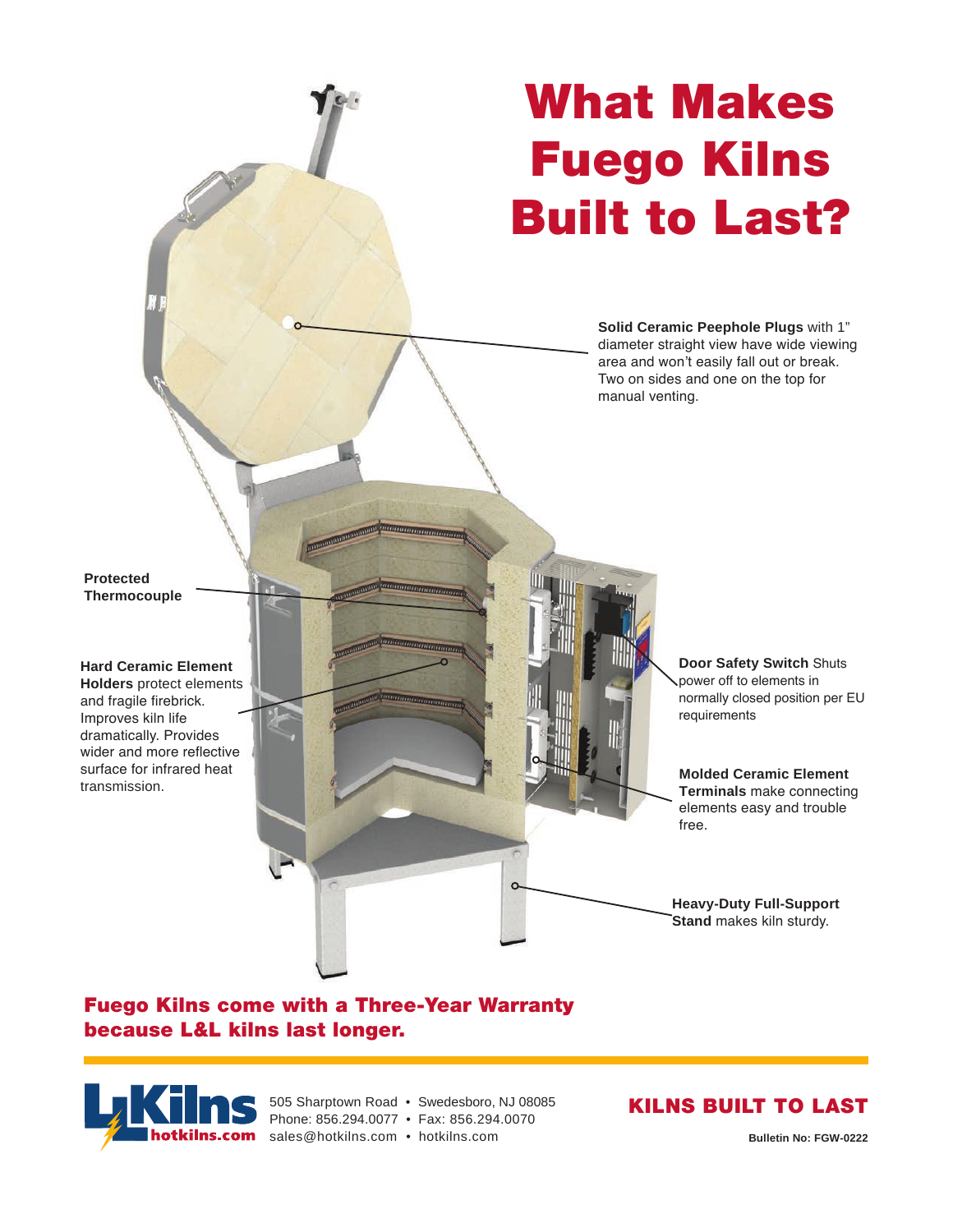# What Makes Fuego Kilns Built to Last?

**Solid Ceramic Peephole Plugs** with 1” diameter straight view have wide viewing area and won’t easily fall out or break. Two on sides and one on the top for manual venting.

**Protected Thermocouple**

**Hard Ceramic Element Holders** protect elements and fragile firebrick. Improves kiln life dramatically. Provides wider and more reflective surface for infrared heat transmission.

**Door Safety Switch** Shuts power off to elements in normally closed position per EU requirements

**Molded Ceramic Element Terminals** make connecting elements easy and trouble free.

**Heavy-Duty Full-Support Stand** makes kiln sturdy.

## Fuego Kilns come with a Three-Year Warranty because L&L kilns last longer.

L&L Kilns hotkilns.com

505 Sharptown Road • Swedesboro, NJ 08085
Phone: 856.294.0077 • Fax: 856.294.0070
sales@hotkilns.com • hotkilns.com

**KILNS BUILT TO LAST**

Bulletin No: FGW-0222